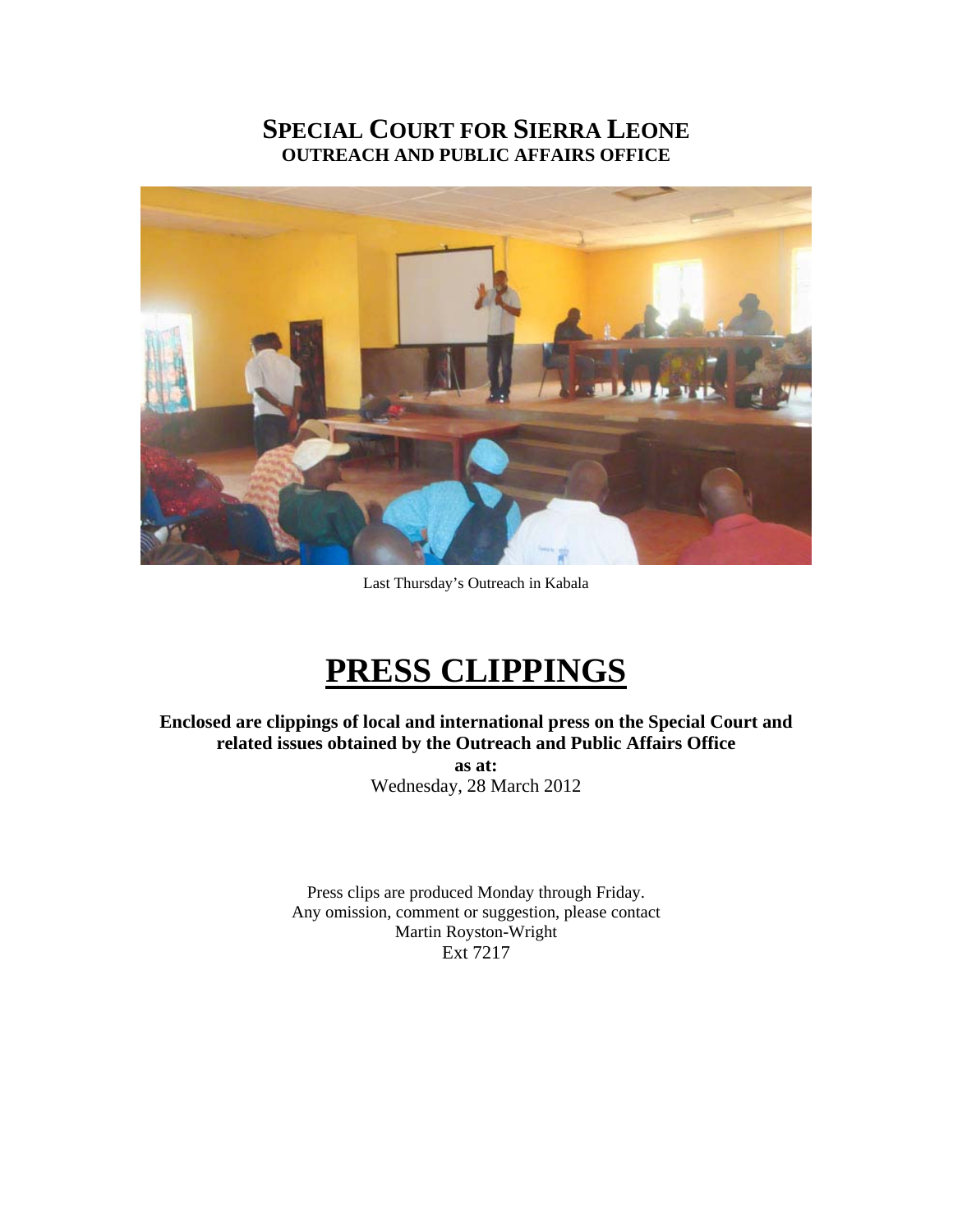# SPECIAL COURT FOR SIERRA LEONE
## OUTREACH AND PUBLIC AFFAIRS OFFICE

Last Thursday's Outreach in Kabala

# PRESS CLIPPINGS

**Enclosed are clippings of local and international press on the Special Court and related issues obtained by the Outreach and Public Affairs Office**

**as at:**

Wednesday, 28 March 2012

Press clips are produced Monday through Friday.
Any omission, comment or suggestion, please contact
Martin Royston-Wright
Ext 7217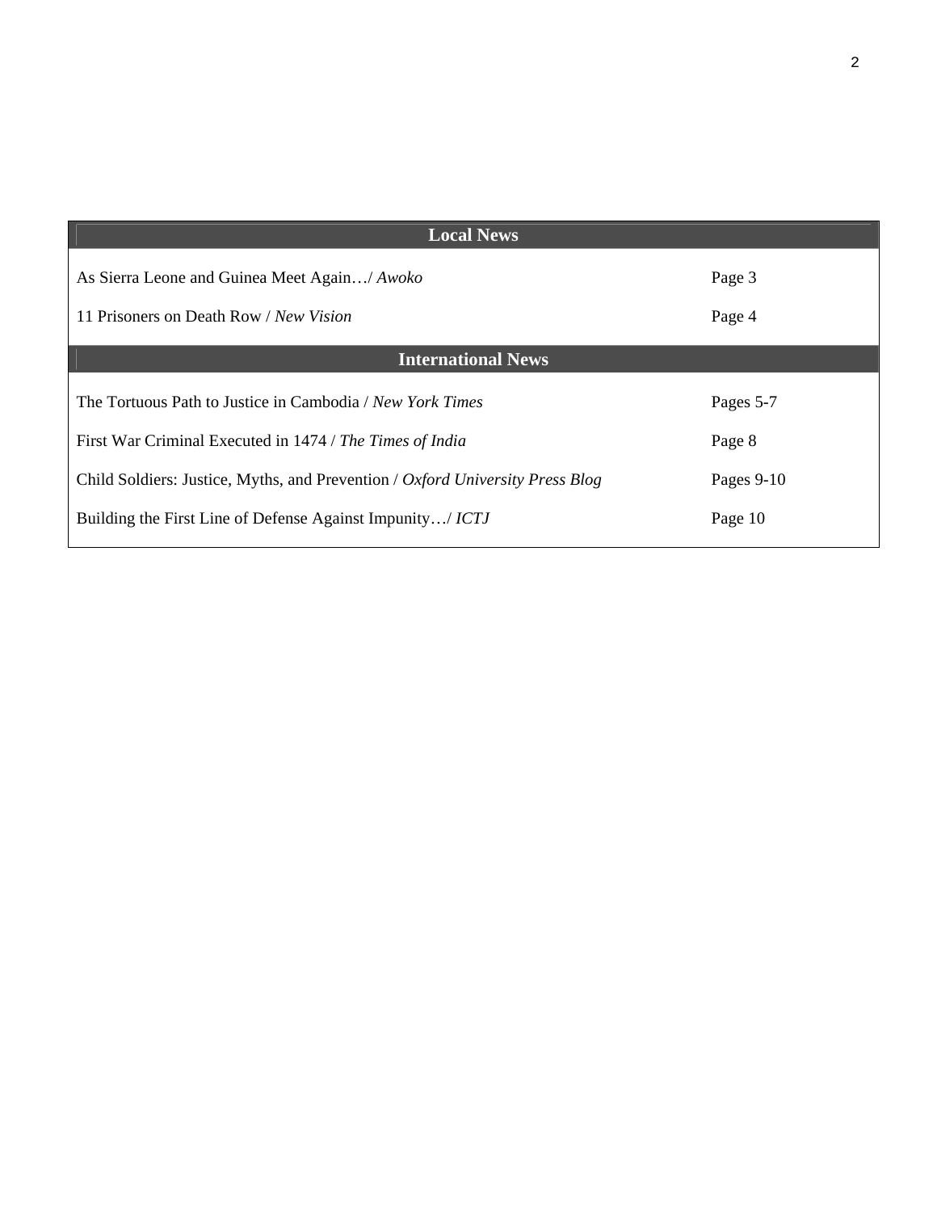| Local News | |
|---|---|
| As Sierra Leone and Guinea Meet Again…/ *Awoko* | Page 3 |
| 11 Prisoners on Death Row / *New Vision* | Page 4 |
| **International News** | |
| The Tortuous Path to Justice in Cambodia / *New York Times* | Pages 5-7 |
| First War Criminal Executed in 1474 / *The Times of India* | Page 8 |
| Child Soldiers: Justice, Myths, and Prevention / *Oxford University Press Blog* | Pages 9-10 |
| Building the First Line of Defense Against Impunity…/ *ICTJ* | Page 10 |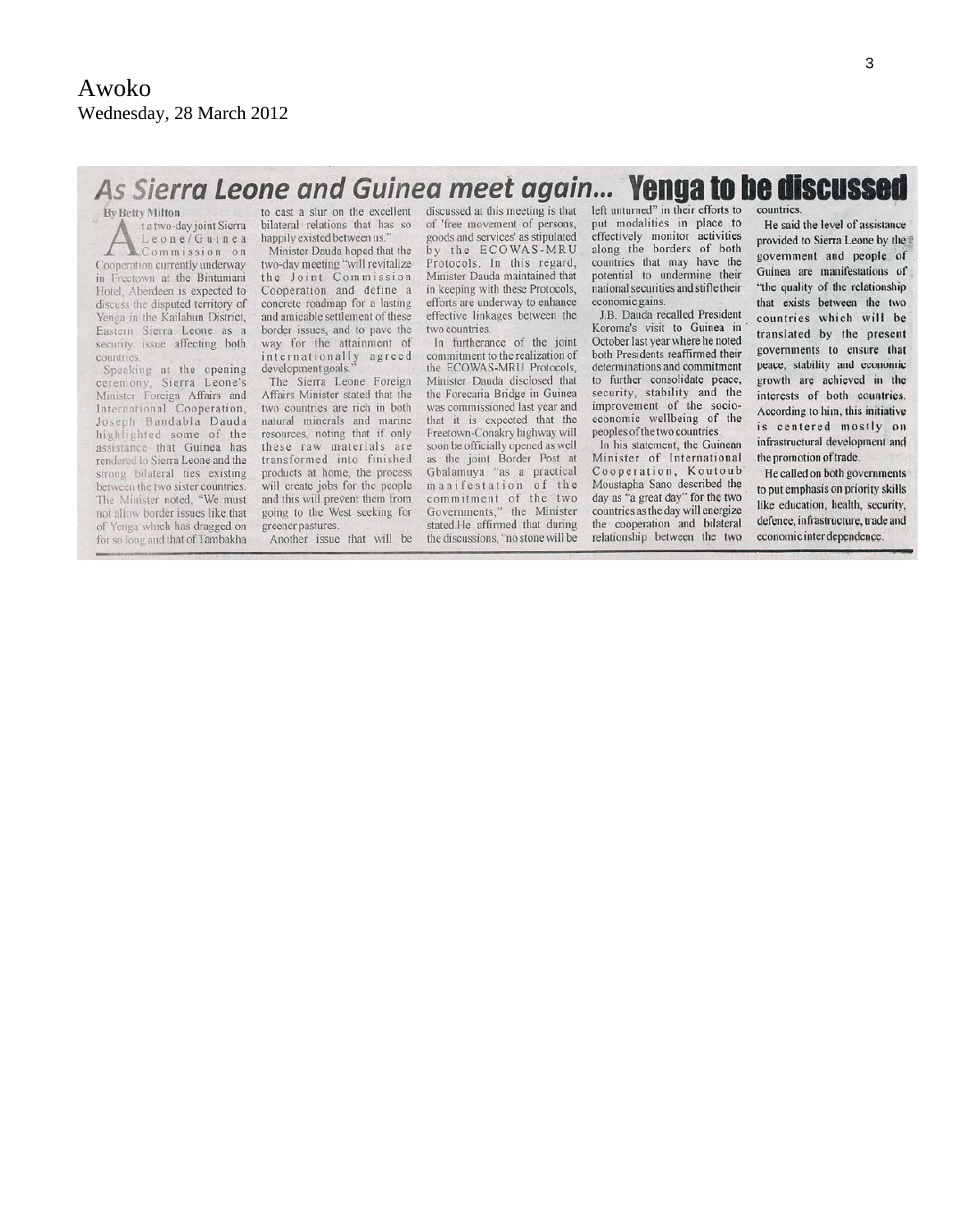Awoko
Wednesday, 28 March 2012

# As Sierra Leone and Guinea meet again... Yenga to be discussed

**By Betty Milton**

At a two-day joint Sierra Leone/Guinea Commission on Cooperation currently underway in Freetown at the Bintumani Hotel, Aberdeen is expected to discuss the disputed territory of Yenga in the Kailahun District, Eastern Sierra Leone as a security issue affecting both countries.

Speaking at the opening ceremony, Sierra Leone's Minister Foreign Affairs and International Cooperation, Joseph Bandabla Dauda highlighted some of the assistance that Guinea has rendered to Sierra Leone and the strong bilateral ties existing between the two sister countries. The Minister noted, "We must not allow border issues like that of Yenga which has dragged on for so long and that of Tambakha to cast a slur on the excellent bilateral relations that has so happily existed between us."

Minister Dauda hoped that the two-day meeting "will revitalize the Joint Commission Cooperation and define a concrete roadmap for a lasting and amicable settlement of these border issues, and to pave the way for the attainment of internationally agreed development goals."

The Sierra Leone Foreign Affairs Minister stated that the two countries are rich in both natural minerals and marine resources, noting that if only these raw materials are transformed into finished products at home, the process will create jobs for the people and this will prevent them from going to the West seeking for greener pastures.

Another issue that will be discussed at this meeting is that of 'free movement of persons, goods and services' as stipulated by the ECOWAS-MRU Protocols. In this regard, Minister Dauda maintained that in keeping with these Protocols, efforts are underway to enhance effective linkages between the two countries.

In furtherance of the joint commitment to the realization of the ECOWAS-MRU Protocols, Minister Dauda disclosed that the Forecaria Bridge in Guinea was commissioned last year and that it is expected that the Freetown-Conakry highway will soon be officially opened as well as the joint Border Post at Gbalamuya "as a practical manifestation of the commitment of the two Governments," the Minister stated.He affirmed that during the discussions, "no stone will be left unturned" in their efforts to put modalities in place to effectively monitor activities along the borders of both countries that may have the potential to undermine their national securities and stifle their economic gains.

J.B. Dauda recalled President Koroma's visit to Guinea in October last year where he noted both Presidents reaffirmed their determinations and commitment to further consolidate peace, security, stability and the improvement of the socio-economic wellbeing of the peoples of the two countries.

In his statement, the Guinean Minister of International Cooperation, Koutoub Moustapha Sano described the day as "a great day" for the two countries as the day will energize the cooperation and bilateral relationship between the two countries.

He said the level of assistance provided to Sierra Leone by the government and people of Guinea are manifestations of "the quality of the relationship that exists between the two countries which will be translated by the present governments to ensure that peace, stability and economic growth are achieved in the interests of both countries. According to him, this initiative is centered mostly on infrastructural development and the promotion of trade.

He called on both governments to put emphasis on priority skills like education, health, security, defence, infrastructure, trade and economic interdependence.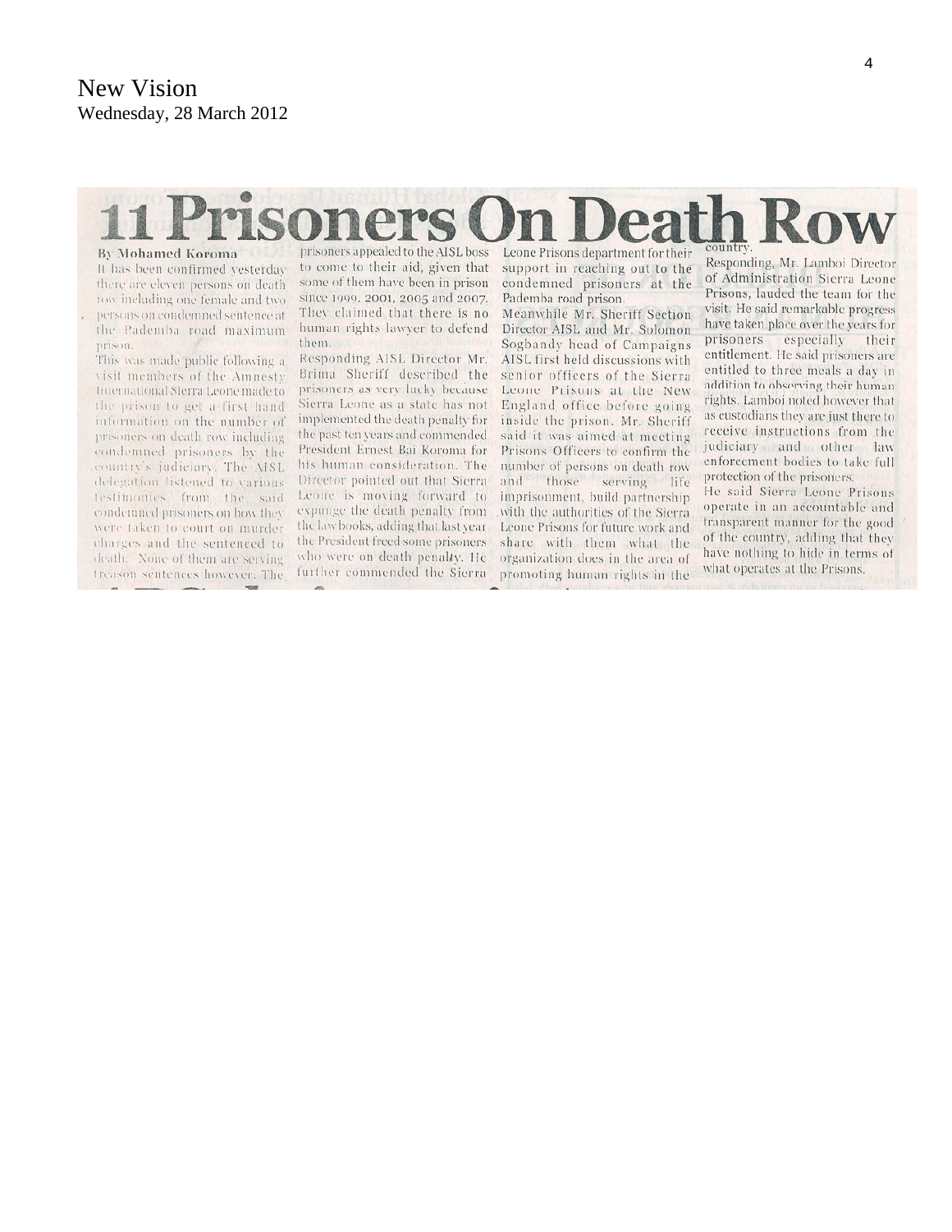New Vision
Wednesday, 28 March 2012

# 11 Prisoners On Death Row

**By Mohamed Koroma**

It has been confirmed yesterday there are eleven persons on death row including one female and two persons on condemned sentence at the Pademba road maximum prison.

This was made public following a visit members of the Amnesty International Sierra Leone made to the prison to get a first hand information on the number of prisoners on death row including condemned prisoners by the country's judiciary. The AISL delegation listened to various testimonies from the said condemned prisoners on how they were taken to court on murder charges and the sentenced to death. None of them are serving treason sentences however. The prisoners appealed to the AISL boss to come to their aid, given that some of them have been in prison since 1999, 2001, 2005 and 2007. They claimed that there is no human rights lawyer to defend them.

Responding AISL Director Mr. Brima Sheriff described the prisoners as very lucky because Sierra Leone as a state has not implemented the death penalty for the past ten years and commended President Ernest Bai Koroma for his human consideration. The Director pointed out that Sierra Leone is moving forward to expunge the death penalty from the law books, adding that last year the President freed some prisoners who were on death penalty. He further commended the Sierra Leone Prisons department for their support in reaching out to the condemned prisoners at the Pademba road prison.

Meanwhile Mr. Sheriff Section Director AISL and Mr. Solomon Sogbandy head of Campaigns AISL first held discussions with senior officers of the Sierra Leone Prisons at the New England office before going inside the prison. Mr. Sheriff said it was aimed at meeting Prisons Officers to confirm the number of persons on death row and those serving life imprisonment, build partnership with the authorities of the Sierra Leone Prisons for future work and share with them what the organization does in the area of promoting human rights in the country.

Responding, Mr. Lamboi Director of Administration Sierra Leone Prisons, lauded the team for the visit. He said remarkable progress have taken place over the years for prisoners especially their entitlement. He said prisoners are entitled to three meals a day in addition to observing their human rights. Lamboi noted however that as custodians they are just there to receive instructions from the judiciary and other law enforcement bodies to take full protection of the prisoners.

He said Sierra Leone Prisons operate in an accountable and transparent manner for the good of the country, adding that they have nothing to hide in terms of what operates at the Prisons.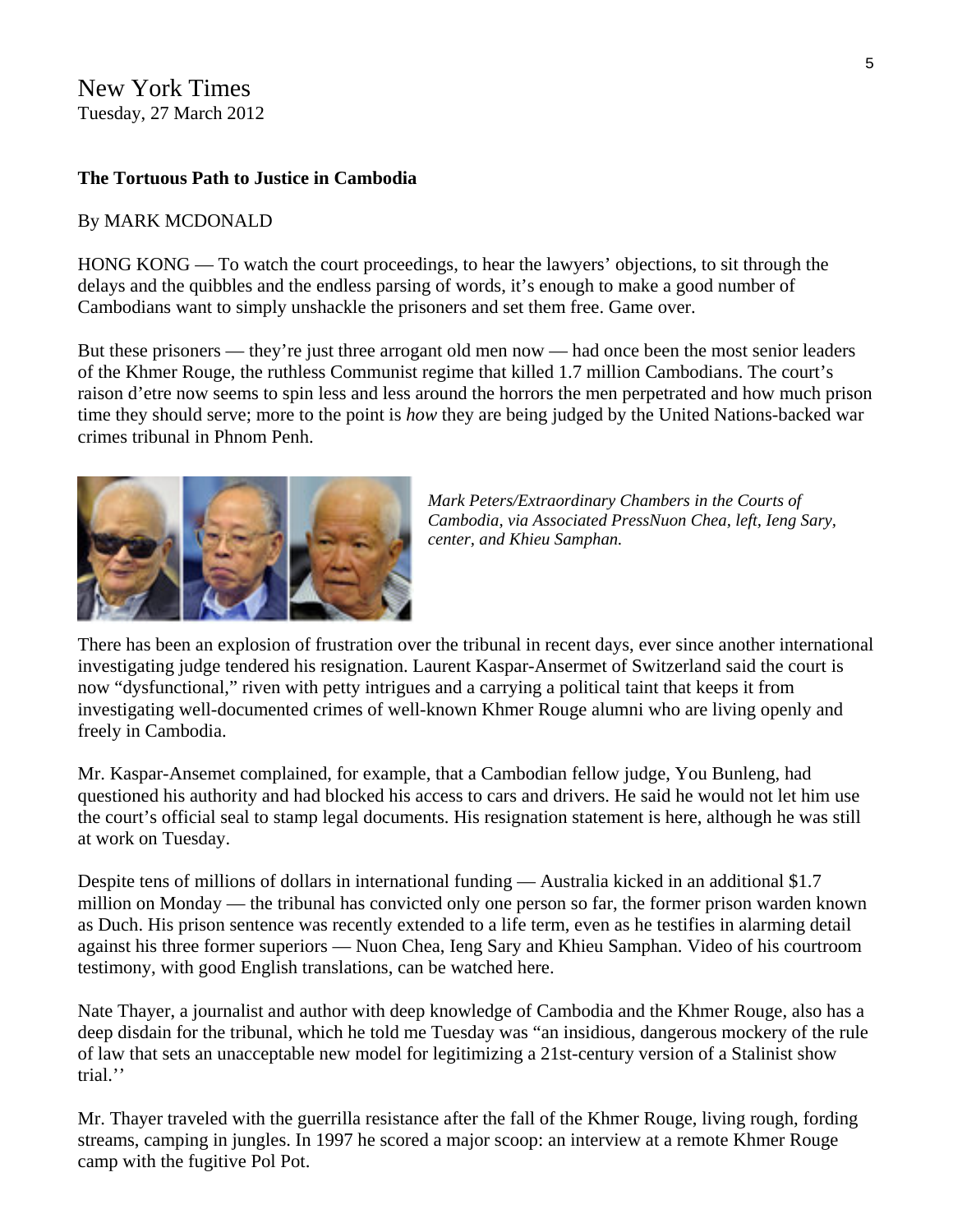New York Times
Tuesday, 27 March 2012

**The Tortuous Path to Justice in Cambodia**

By MARK MCDONALD

HONG KONG — To watch the court proceedings, to hear the lawyers' objections, to sit through the delays and the quibbles and the endless parsing of words, it's enough to make a good number of Cambodians want to simply unshackle the prisoners and set them free. Game over.

But these prisoners — they're just three arrogant old men now — had once been the most senior leaders of the Khmer Rouge, the ruthless Communist regime that killed 1.7 million Cambodians. The court's raison d'etre now seems to spin less and less around the horrors the men perpetrated and how much prison time they should serve; more to the point is *how* they are being judged by the United Nations-backed war crimes tribunal in Phnom Penh.

*Mark Peters/Extraordinary Chambers in the Courts of Cambodia, via Associated PressNuon Chea, left, Ieng Sary, center, and Khieu Samphan.*

There has been an explosion of frustration over the tribunal in recent days, ever since another international investigating judge tendered his resignation. Laurent Kaspar-Ansermet of Switzerland said the court is now "dysfunctional," riven with petty intrigues and a carrying a political taint that keeps it from investigating well-documented crimes of well-known Khmer Rouge alumni who are living openly and freely in Cambodia.

Mr. Kaspar-Ansemet complained, for example, that a Cambodian fellow judge, You Bunleng, had questioned his authority and had blocked his access to cars and drivers. He said he would not let him use the court's official seal to stamp legal documents. His resignation statement is here, although he was still at work on Tuesday.

Despite tens of millions of dollars in international funding — Australia kicked in an additional $1.7 million on Monday — the tribunal has convicted only one person so far, the former prison warden known as Duch. His prison sentence was recently extended to a life term, even as he testifies in alarming detail against his three former superiors — Nuon Chea, Ieng Sary and Khieu Samphan. Video of his courtroom testimony, with good English translations, can be watched here.

Nate Thayer, a journalist and author with deep knowledge of Cambodia and the Khmer Rouge, also has a deep disdain for the tribunal, which he told me Tuesday was "an insidious, dangerous mockery of the rule of law that sets an unacceptable new model for legitimizing a 21st-century version of a Stalinist show trial.''

Mr. Thayer traveled with the guerrilla resistance after the fall of the Khmer Rouge, living rough, fording streams, camping in jungles. In 1997 he scored a major scoop: an interview at a remote Khmer Rouge camp with the fugitive Pol Pot.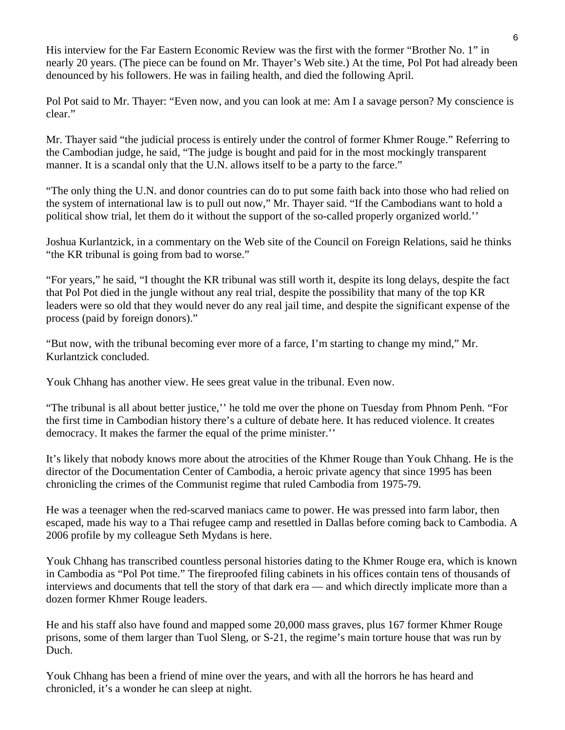His interview for the Far Eastern Economic Review was the first with the former "Brother No. 1" in nearly 20 years. (The piece can be found on Mr. Thayer's Web site.) At the time, Pol Pot had already been denounced by his followers. He was in failing health, and died the following April.

Pol Pot said to Mr. Thayer: "Even now, and you can look at me: Am I a savage person? My conscience is clear."

Mr. Thayer said "the judicial process is entirely under the control of former Khmer Rouge." Referring to the Cambodian judge, he said, "The judge is bought and paid for in the most mockingly transparent manner. It is a scandal only that the U.N. allows itself to be a party to the farce."

"The only thing the U.N. and donor countries can do to put some faith back into those who had relied on the system of international law is to pull out now," Mr. Thayer said. "If the Cambodians want to hold a political show trial, let them do it without the support of the so-called properly organized world.''

Joshua Kurlantzick, in a commentary on the Web site of the Council on Foreign Relations, said he thinks "the KR tribunal is going from bad to worse."

"For years," he said, "I thought the KR tribunal was still worth it, despite its long delays, despite the fact that Pol Pot died in the jungle without any real trial, despite the possibility that many of the top KR leaders were so old that they would never do any real jail time, and despite the significant expense of the process (paid by foreign donors)."

"But now, with the tribunal becoming ever more of a farce, I'm starting to change my mind," Mr. Kurlantzick concluded.

Youk Chhang has another view. He sees great value in the tribunal. Even now.

"The tribunal is all about better justice,'' he told me over the phone on Tuesday from Phnom Penh. "For the first time in Cambodian history there's a culture of debate here. It has reduced violence. It creates democracy. It makes the farmer the equal of the prime minister.''

It's likely that nobody knows more about the atrocities of the Khmer Rouge than Youk Chhang. He is the director of the Documentation Center of Cambodia, a heroic private agency that since 1995 has been chronicling the crimes of the Communist regime that ruled Cambodia from 1975-79.

He was a teenager when the red-scarved maniacs came to power. He was pressed into farm labor, then escaped, made his way to a Thai refugee camp and resettled in Dallas before coming back to Cambodia. A 2006 profile by my colleague Seth Mydans is here.

Youk Chhang has transcribed countless personal histories dating to the Khmer Rouge era, which is known in Cambodia as "Pol Pot time." The fireproofed filing cabinets in his offices contain tens of thousands of interviews and documents that tell the story of that dark era — and which directly implicate more than a dozen former Khmer Rouge leaders.

He and his staff also have found and mapped some 20,000 mass graves, plus 167 former Khmer Rouge prisons, some of them larger than Tuol Sleng, or S-21, the regime's main torture house that was run by Duch.

Youk Chhang has been a friend of mine over the years, and with all the horrors he has heard and chronicled, it's a wonder he can sleep at night.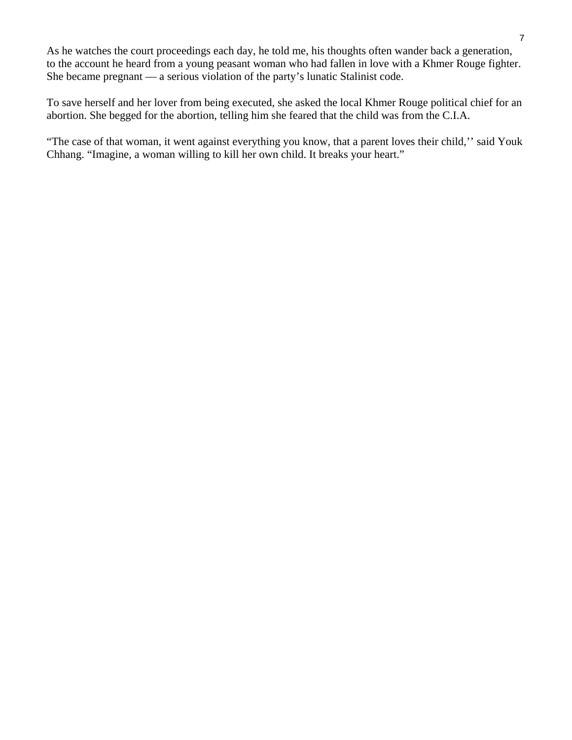As he watches the court proceedings each day, he told me, his thoughts often wander back a generation, to the account he heard from a young peasant woman who had fallen in love with a Khmer Rouge fighter. She became pregnant — a serious violation of the party's lunatic Stalinist code.

To save herself and her lover from being executed, she asked the local Khmer Rouge political chief for an abortion. She begged for the abortion, telling him she feared that the child was from the C.I.A.

"The case of that woman, it went against everything you know, that a parent loves their child,'' said Youk Chhang. "Imagine, a woman willing to kill her own child. It breaks your heart."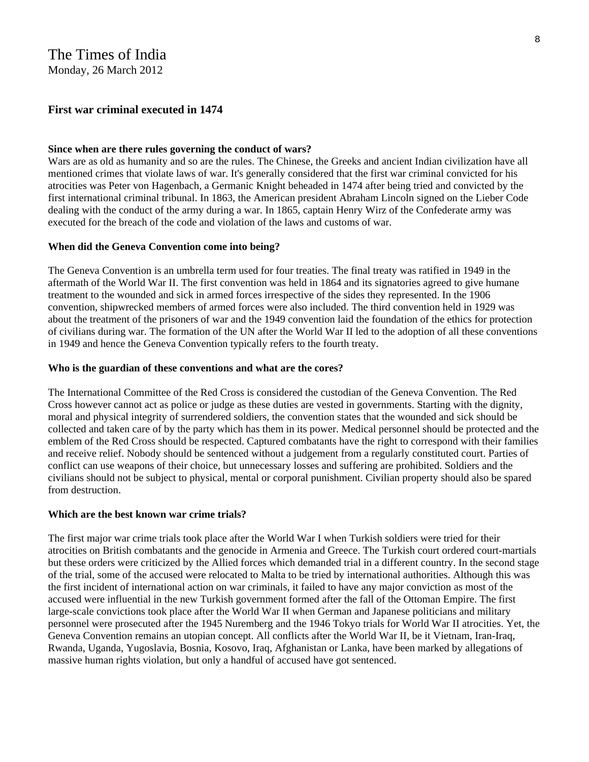The Times of India
Monday, 26 March 2012

## First war criminal executed in 1474

**Since when are there rules governing the conduct of wars?**

Wars are as old as humanity and so are the rules. The Chinese, the Greeks and ancient Indian civilization have all mentioned crimes that violate laws of war. It's generally considered that the first war criminal convicted for his atrocities was Peter von Hagenbach, a Germanic Knight beheaded in 1474 after being tried and convicted by the first international criminal tribunal. In 1863, the American president Abraham Lincoln signed on the Lieber Code dealing with the conduct of the army during a war. In 1865, captain Henry Wirz of the Confederate army was executed for the breach of the code and violation of the laws and customs of war.

**When did the Geneva Convention come into being?**

The Geneva Convention is an umbrella term used for four treaties. The final treaty was ratified in 1949 in the aftermath of the World War II. The first convention was held in 1864 and its signatories agreed to give humane treatment to the wounded and sick in armed forces irrespective of the sides they represented. In the 1906 convention, shipwrecked members of armed forces were also included. The third convention held in 1929 was about the treatment of the prisoners of war and the 1949 convention laid the foundation of the ethics for protection of civilians during war. The formation of the UN after the World War II led to the adoption of all these conventions in 1949 and hence the Geneva Convention typically refers to the fourth treaty.

**Who is the guardian of these conventions and what are the cores?**

The International Committee of the Red Cross is considered the custodian of the Geneva Convention. The Red Cross however cannot act as police or judge as these duties are vested in governments. Starting with the dignity, moral and physical integrity of surrendered soldiers, the convention states that the wounded and sick should be collected and taken care of by the party which has them in its power. Medical personnel should be protected and the emblem of the Red Cross should be respected. Captured combatants have the right to correspond with their families and receive relief. Nobody should be sentenced without a judgement from a regularly constituted court. Parties of conflict can use weapons of their choice, but unnecessary losses and suffering are prohibited. Soldiers and the civilians should not be subject to physical, mental or corporal punishment. Civilian property should also be spared from destruction.

**Which are the best known war crime trials?**

The first major war crime trials took place after the World War I when Turkish soldiers were tried for their atrocities on British combatants and the genocide in Armenia and Greece. The Turkish court ordered court-martials but these orders were criticized by the Allied forces which demanded trial in a different country. In the second stage of the trial, some of the accused were relocated to Malta to be tried by international authorities. Although this was the first incident of international action on war criminals, it failed to have any major conviction as most of the accused were influential in the new Turkish government formed after the fall of the Ottoman Empire. The first large-scale convictions took place after the World War II when German and Japanese politicians and military personnel were prosecuted after the 1945 Nuremberg and the 1946 Tokyo trials for World War II atrocities. Yet, the Geneva Convention remains an utopian concept. All conflicts after the World War II, be it Vietnam, Iran-Iraq, Rwanda, Uganda, Yugoslavia, Bosnia, Kosovo, Iraq, Afghanistan or Lanka, have been marked by allegations of massive human rights violation, but only a handful of accused have got sentenced.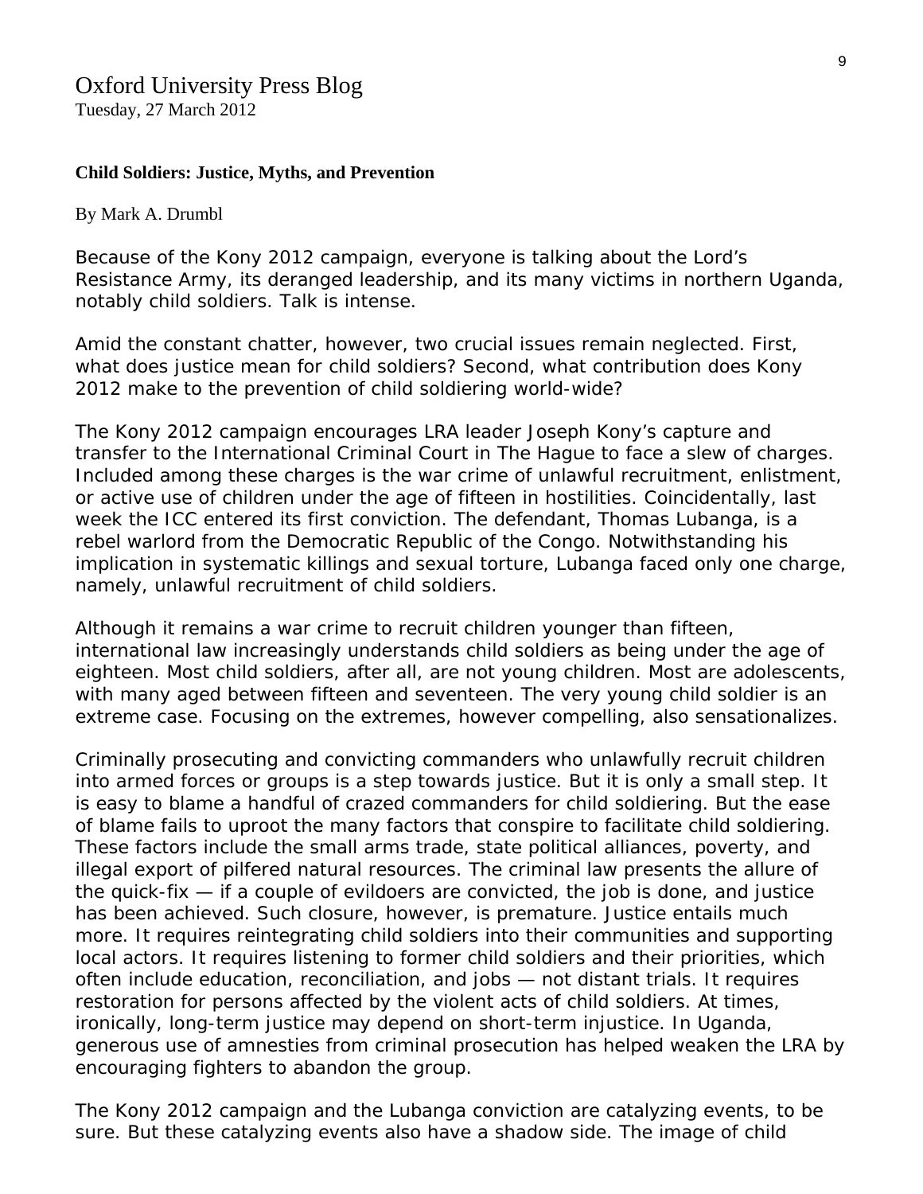Oxford University Press Blog
Tuesday, 27 March 2012

**Child Soldiers: Justice, Myths, and Prevention**

By Mark A. Drumbl

Because of the Kony 2012 campaign, everyone is talking about the Lord's Resistance Army, its deranged leadership, and its many victims in northern Uganda, notably child soldiers. Talk is intense.

Amid the constant chatter, however, two crucial issues remain neglected. First, what does justice mean for child soldiers? Second, what contribution does Kony 2012 make to the prevention of child soldiering world-wide?

The Kony 2012 campaign encourages LRA leader Joseph Kony's capture and transfer to the International Criminal Court in The Hague to face a slew of charges. Included among these charges is the war crime of unlawful recruitment, enlistment, or active use of children under the age of fifteen in hostilities. Coincidentally, last week the ICC entered its first conviction. The defendant, Thomas Lubanga, is a rebel warlord from the Democratic Republic of the Congo. Notwithstanding his implication in systematic killings and sexual torture, Lubanga faced only one charge, namely, unlawful recruitment of child soldiers.

Although it remains a war crime to recruit children younger than fifteen, international law increasingly understands child soldiers as being under the age of eighteen. Most child soldiers, after all, are not young children. Most are adolescents, with many aged between fifteen and seventeen. The very young child soldier is an extreme case. Focusing on the extremes, however compelling, also sensationalizes.

Criminally prosecuting and convicting commanders who unlawfully recruit children into armed forces or groups is a step towards justice. But it is only a small step. It is easy to blame a handful of crazed commanders for child soldiering. But the ease of blame fails to uproot the many factors that conspire to facilitate child soldiering. These factors include the small arms trade, state political alliances, poverty, and illegal export of pilfered natural resources. The criminal law presents the allure of the quick-fix — if a couple of evildoers are convicted, the job is done, and justice has been achieved. Such closure, however, is premature. Justice entails much more. It requires reintegrating child soldiers into their communities and supporting local actors. It requires listening to former child soldiers and their priorities, which often include education, reconciliation, and jobs — not distant trials. It requires restoration for persons affected by the violent acts of child soldiers. At times, ironically, long-term justice may depend on short-term injustice. In Uganda, generous use of amnesties from criminal prosecution has helped weaken the LRA by encouraging fighters to abandon the group.

The Kony 2012 campaign and the Lubanga conviction are catalyzing events, to be sure. But these catalyzing events also have a shadow side. The image of child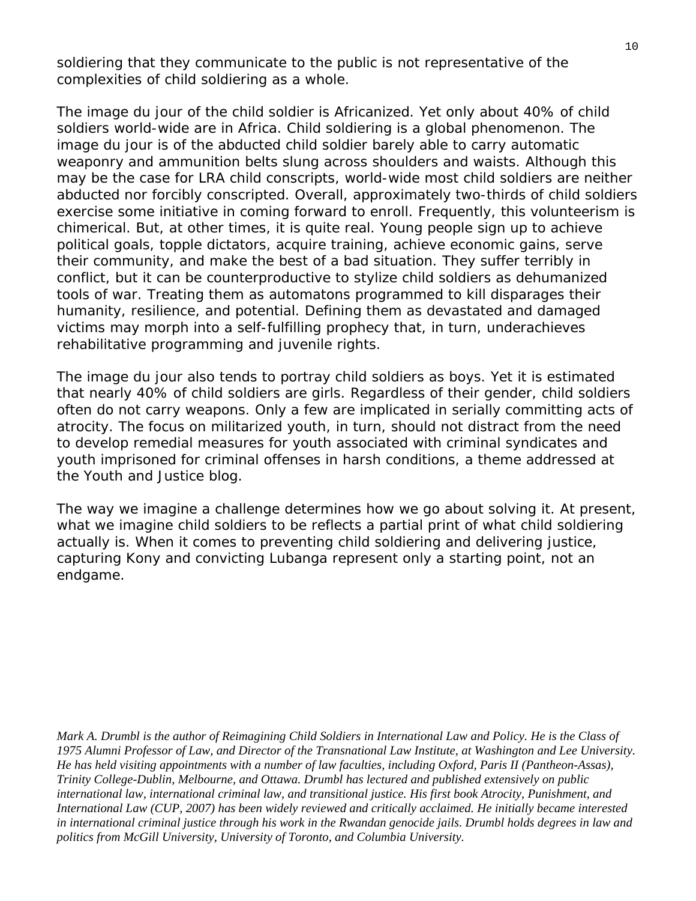soldiering that they communicate to the public is not representative of the complexities of child soldiering as a whole.

The image du jour of the child soldier is Africanized. Yet only about 40% of child soldiers world-wide are in Africa. Child soldiering is a global phenomenon. The image du jour is of the abducted child soldier barely able to carry automatic weaponry and ammunition belts slung across shoulders and waists. Although this may be the case for LRA child conscripts, world-wide most child soldiers are neither abducted nor forcibly conscripted. Overall, approximately two-thirds of child soldiers exercise some initiative in coming forward to enroll. Frequently, this volunteerism is chimerical. But, at other times, it is quite real. Young people sign up to achieve political goals, topple dictators, acquire training, achieve economic gains, serve their community, and make the best of a bad situation. They suffer terribly in conflict, but it can be counterproductive to stylize child soldiers as dehumanized tools of war. Treating them as automatons programmed to kill disparages their humanity, resilience, and potential. Defining them as devastated and damaged victims may morph into a self-fulfilling prophecy that, in turn, underachieves rehabilitative programming and juvenile rights.

The image du jour also tends to portray child soldiers as boys. Yet it is estimated that nearly 40% of child soldiers are girls. Regardless of their gender, child soldiers often do not carry weapons. Only a few are implicated in serially committing acts of atrocity. The focus on militarized youth, in turn, should not distract from the need to develop remedial measures for youth associated with criminal syndicates and youth imprisoned for criminal offenses in harsh conditions, a theme addressed at the Youth and Justice blog.

The way we imagine a challenge determines how we go about solving it. At present, what we imagine child soldiers to be reflects a partial print of what child soldiering actually is. When it comes to preventing child soldiering and delivering justice, capturing Kony and convicting Lubanga represent only a starting point, not an endgame.

*Mark A. Drumbl is the author of Reimagining Child Soldiers in International Law and Policy. He is the Class of 1975 Alumni Professor of Law, and Director of the Transnational Law Institute, at Washington and Lee University. He has held visiting appointments with a number of law faculties, including Oxford, Paris II (Pantheon-Assas), Trinity College-Dublin, Melbourne, and Ottawa. Drumbl has lectured and published extensively on public international law, international criminal law, and transitional justice. His first book Atrocity, Punishment, and International Law (CUP, 2007) has been widely reviewed and critically acclaimed. He initially became interested in international criminal justice through his work in the Rwandan genocide jails. Drumbl holds degrees in law and politics from McGill University, University of Toronto, and Columbia University.*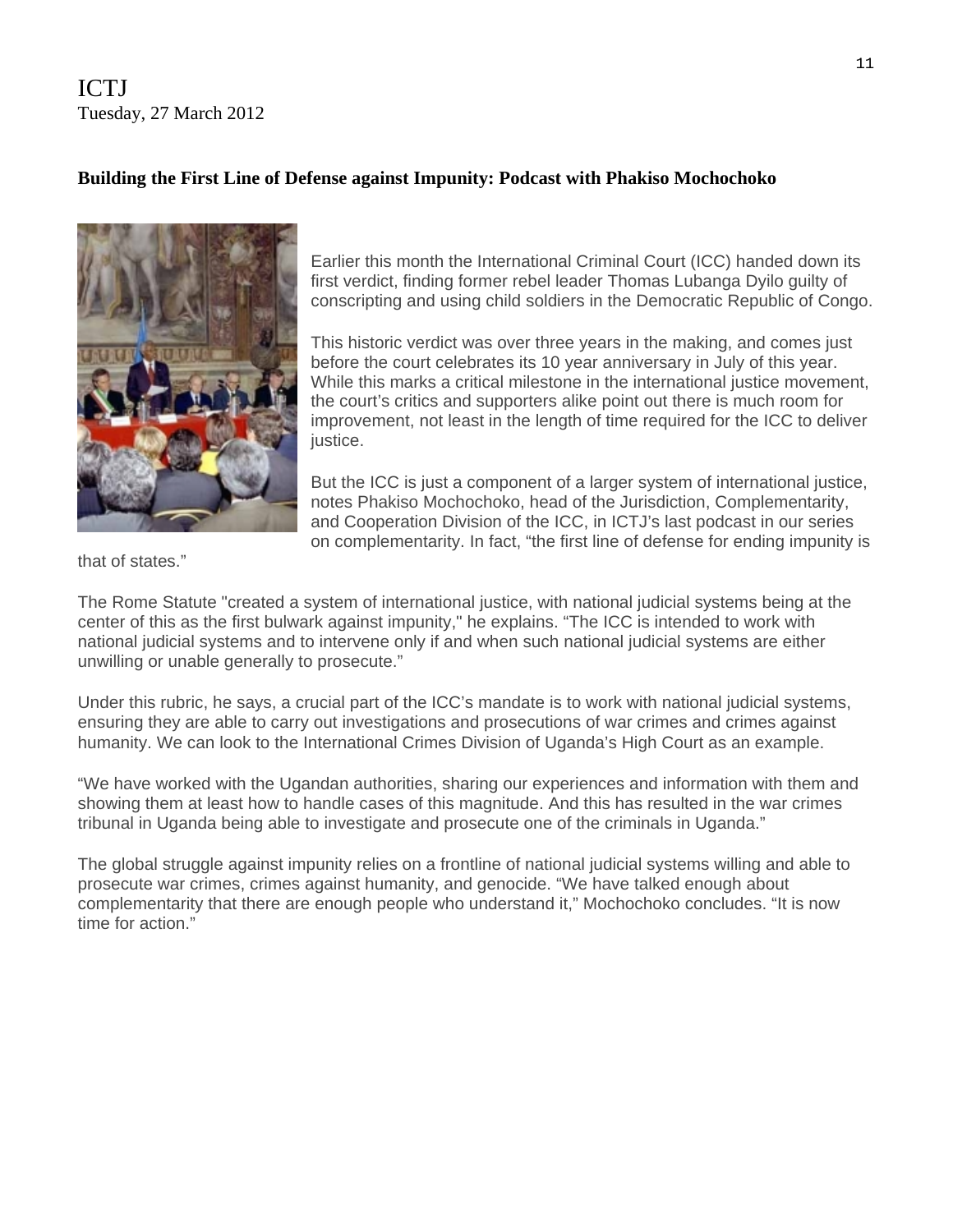ICTJ
Tuesday, 27 March 2012

**Building the First Line of Defense against Impunity: Podcast with Phakiso Mochochoko**

Earlier this month the International Criminal Court (ICC) handed down its first verdict, finding former rebel leader Thomas Lubanga Dyilo guilty of conscripting and using child soldiers in the Democratic Republic of Congo.

This historic verdict was over three years in the making, and comes just before the court celebrates its 10 year anniversary in July of this year. While this marks a critical milestone in the international justice movement, the court's critics and supporters alike point out there is much room for improvement, not least in the length of time required for the ICC to deliver justice.

But the ICC is just a component of a larger system of international justice, notes Phakiso Mochochoko, head of the Jurisdiction, Complementarity, and Cooperation Division of the ICC, in ICTJ's last podcast in our series on complementarity. In fact, "the first line of defense for ending impunity is that of states."

The Rome Statute "created a system of international justice, with national judicial systems being at the center of this as the first bulwark against impunity," he explains. "The ICC is intended to work with national judicial systems and to intervene only if and when such national judicial systems are either unwilling or unable generally to prosecute."

Under this rubric, he says, a crucial part of the ICC's mandate is to work with national judicial systems, ensuring they are able to carry out investigations and prosecutions of war crimes and crimes against humanity. We can look to the International Crimes Division of Uganda's High Court as an example.

"We have worked with the Ugandan authorities, sharing our experiences and information with them and showing them at least how to handle cases of this magnitude. And this has resulted in the war crimes tribunal in Uganda being able to investigate and prosecute one of the criminals in Uganda."

The global struggle against impunity relies on a frontline of national judicial systems willing and able to prosecute war crimes, crimes against humanity, and genocide. "We have talked enough about complementarity that there are enough people who understand it," Mochochoko concludes. "It is now time for action."